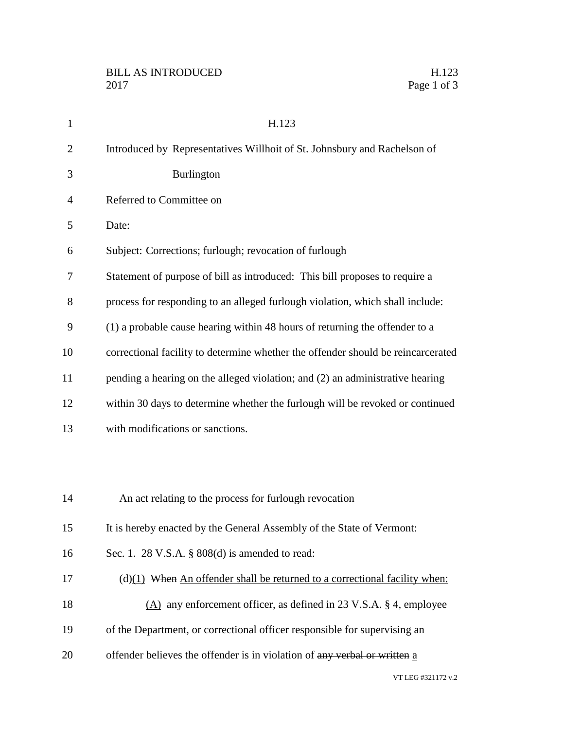BILL AS INTRODUCED
2017

H.123

Introduced by Representatives Willhoit of St. Johnsbury and Rachelson of Burlington

Referred to Committee on

Date:

Subject: Corrections; furlough; revocation of furlough

Statement of purpose of bill as introduced: This bill proposes to require a process for responding to an alleged furlough violation, which shall include: (1) a probable cause hearing within 48 hours of returning the offender to a correctional facility to determine whether the offender should be reincarcerated pending a hearing on the alleged violation; and (2) an administrative hearing within 30 days to determine whether the furlough will be revoked or continued with modifications or sanctions.

An act relating to the process for furlough revocation

It is hereby enacted by the General Assembly of the State of Vermont:

Sec. 1. 28 V.S.A. § 808(d) is amended to read:

(d)(1) ~~When~~ An offender shall be returned to a correctional facility when:

(A) any enforcement officer, as defined in 23 V.S.A. § 4, employee of the Department, or correctional officer responsible for supervising an offender believes the offender is in violation of ~~any verbal or written~~ a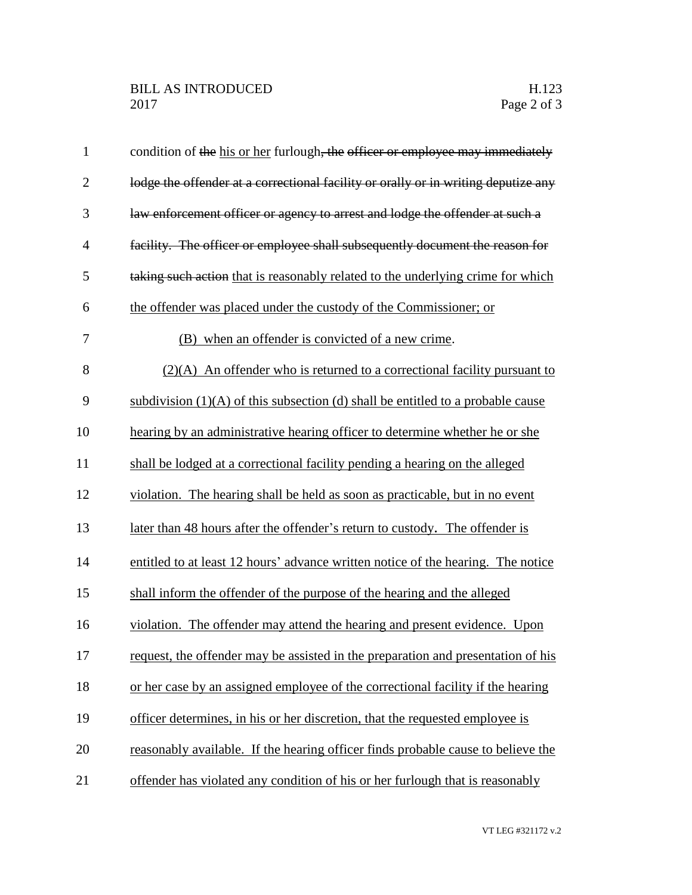condition of ~~the~~ <u>his or her</u> furlough~~, the officer or employee may immediately lodge the offender at a correctional facility or orally or in writing deputize any law enforcement officer or agency to arrest and lodge the offender at such a facility. The officer or employee shall subsequently document the reason for taking such action~~ <u>that is reasonably related to the underlying crime for which the offender was placed under the custody of the Commissioner; or</u>

<u>(B) when an offender is convicted of a new crime</u>.

<u>(2)(A) An offender who is returned to a correctional facility pursuant to subdivision (1)(A) of this subsection (d) shall be entitled to a probable cause hearing by an administrative hearing officer to determine whether he or she shall be lodged at a correctional facility pending a hearing on the alleged violation. The hearing shall be held as soon as practicable, but in no event later than 48 hours after the offender's return to custody. The offender is entitled to at least 12 hours' advance written notice of the hearing. The notice shall inform the offender of the purpose of the hearing and the alleged violation. The offender may attend the hearing and present evidence. Upon request, the offender may be assisted in the preparation and presentation of his or her case by an assigned employee of the correctional facility if the hearing officer determines, in his or her discretion, that the requested employee is reasonably available. If the hearing officer finds probable cause to believe the offender has violated any condition of his or her furlough that is reasonably</u>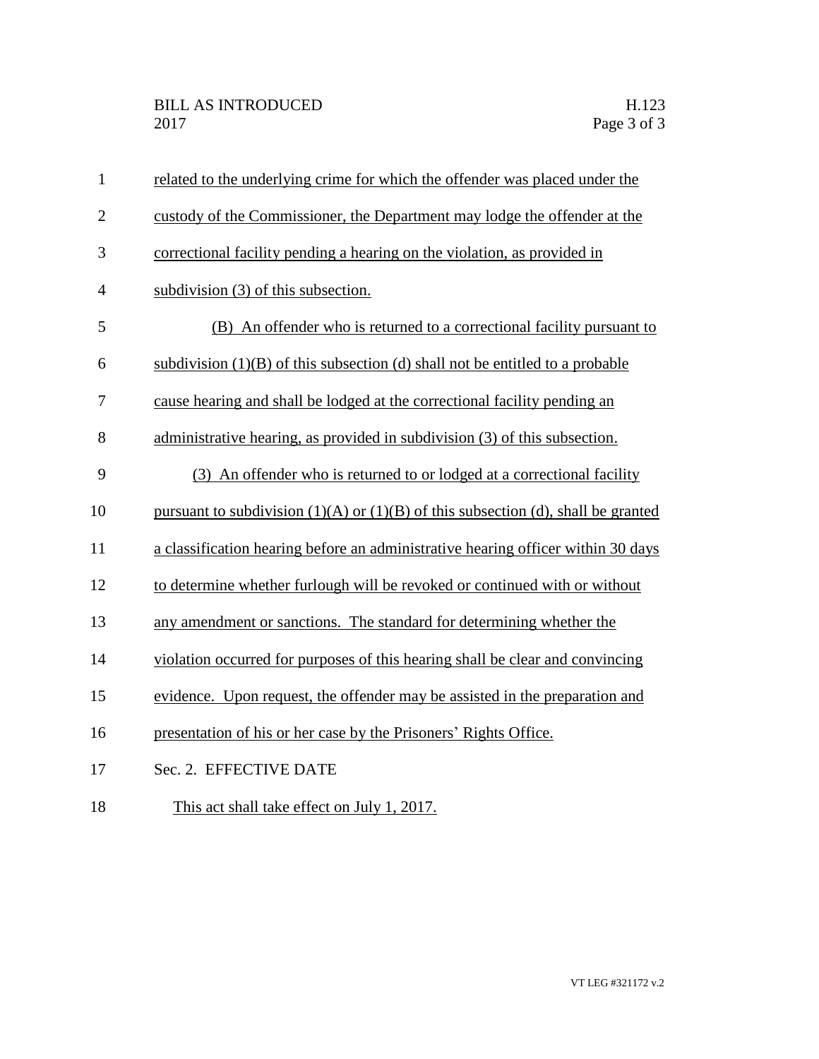related to the underlying crime for which the offender was placed under the custody of the Commissioner, the Department may lodge the offender at the correctional facility pending a hearing on the violation, as provided in subdivision (3) of this subsection.

(B) An offender who is returned to a correctional facility pursuant to subdivision (1)(B) of this subsection (d) shall not be entitled to a probable cause hearing and shall be lodged at the correctional facility pending an administrative hearing, as provided in subdivision (3) of this subsection.

(3) An offender who is returned to or lodged at a correctional facility pursuant to subdivision (1)(A) or (1)(B) of this subsection (d), shall be granted a classification hearing before an administrative hearing officer within 30 days to determine whether furlough will be revoked or continued with or without any amendment or sanctions. The standard for determining whether the violation occurred for purposes of this hearing shall be clear and convincing evidence. Upon request, the offender may be assisted in the preparation and presentation of his or her case by the Prisoners' Rights Office.

Sec. 2. EFFECTIVE DATE

This act shall take effect on July 1, 2017.